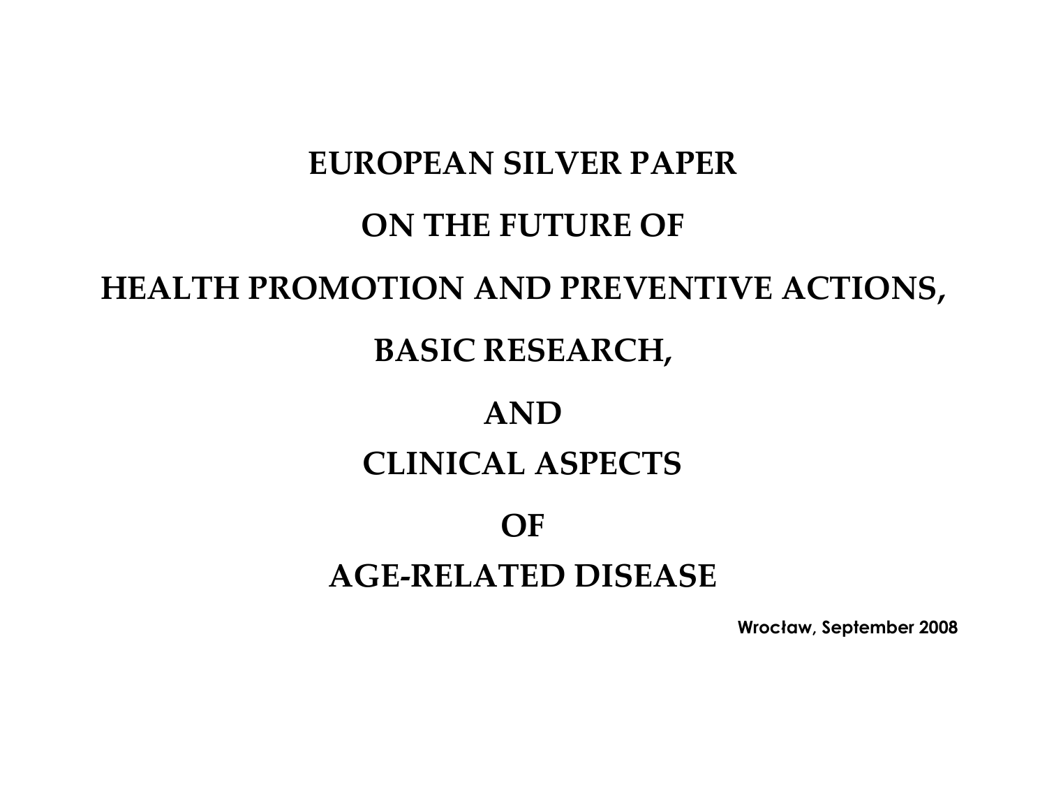# EUROPEAN SILVER PAPER

# ON THE FUTURE OF

# HEALTH PROMOTION AND PREVENTIVE ACTIONS,

# BASIC RESEARCH,

# AND

# CLINICAL ASPECTS

# OF

# AGE-RELATED DISEASE

**Wrocław, September 2008**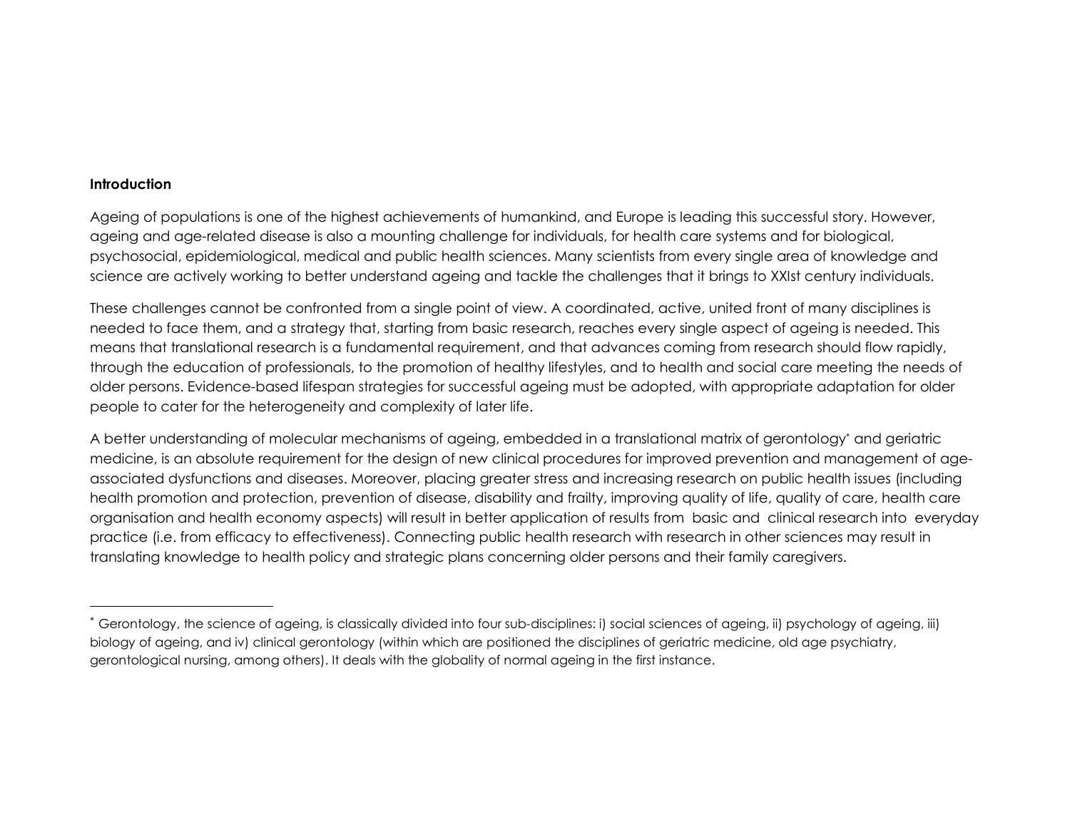**Introduction**

Ageing of populations is one of the highest achievements of humankind, and Europe is leading this successful story. However, ageing and age-related disease is also a mounting challenge for individuals, for health care systems and for biological, psychosocial, epidemiological, medical and public health sciences. Many scientists from every single area of knowledge and science are actively working to better understand ageing and tackle the challenges that it brings to XXIst century individuals.

These challenges cannot be confronted from a single point of view. A coordinated, active, united front of many disciplines is needed to face them, and a strategy that, starting from basic research, reaches every single aspect of ageing is needed. This means that translational research is a fundamental requirement, and that advances coming from research should flow rapidly, through the education of professionals, to the promotion of healthy lifestyles, and to health and social care meeting the needs of older persons. Evidence-based lifespan strategies for successful ageing must be adopted, with appropriate adaptation for older people to cater for the heterogeneity and complexity of later life.

A better understanding of molecular mechanisms of ageing, embedded in a translational matrix of gerontology* and geriatric medicine, is an absolute requirement for the design of new clinical procedures for improved prevention and management of age-associated dysfunctions and diseases. Moreover, placing greater stress and increasing research on public health issues (including health promotion and protection, prevention of disease, disability and frailty, improving quality of life, quality of care, health care organisation and health economy aspects) will result in better application of results from basic and clinical research into everyday practice (i.e. from efficacy to effectiveness). Connecting public health research with research in other sciences may result in translating knowledge to health policy and strategic plans concerning older persons and their family caregivers.

---

* Gerontology, the science of ageing, is classically divided into four sub-disciplines: i) social sciences of ageing, ii) psychology of ageing, iii) biology of ageing, and iv) clinical gerontology (within which are positioned the disciplines of geriatric medicine, old age psychiatry, gerontological nursing, among others). It deals with the globality of normal ageing in the first instance.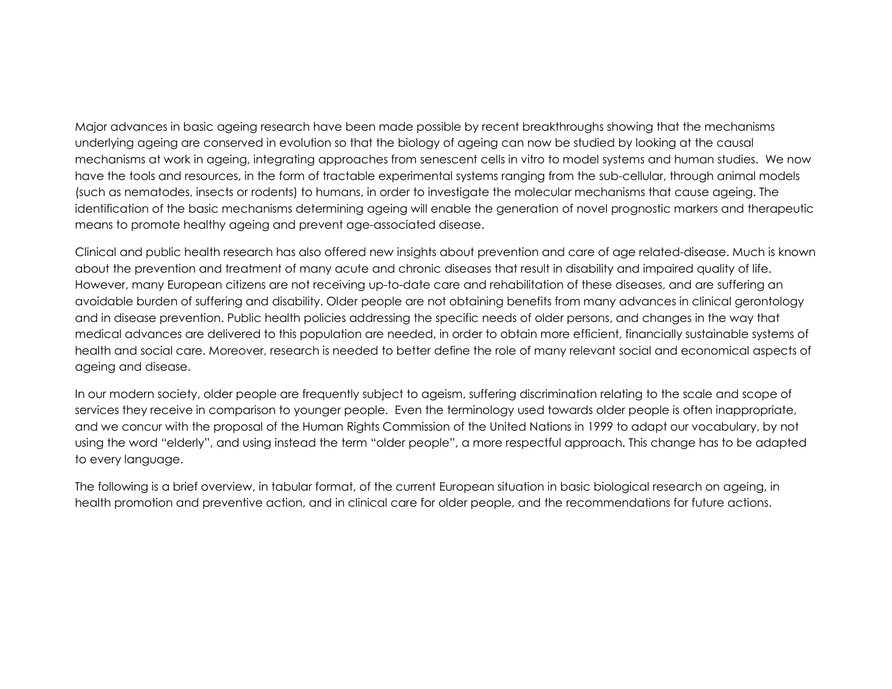Major advances in basic ageing research have been made possible by recent breakthroughs showing that the mechanisms underlying ageing are conserved in evolution so that the biology of ageing can now be studied by looking at the causal mechanisms at work in ageing, integrating approaches from senescent cells in vitro to model systems and human studies.  We now have the tools and resources, in the form of tractable experimental systems ranging from the sub-cellular, through animal models (such as nematodes, insects or rodents) to humans, in order to investigate the molecular mechanisms that cause ageing. The identification of the basic mechanisms determining ageing will enable the generation of novel prognostic markers and therapeutic means to promote healthy ageing and prevent age-associated disease.

Clinical and public health research has also offered new insights about prevention and care of age related-disease. Much is known about the prevention and treatment of many acute and chronic diseases that result in disability and impaired quality of life. However, many European citizens are not receiving up-to-date care and rehabilitation of these diseases, and are suffering an avoidable burden of suffering and disability. Older people are not obtaining benefits from many advances in clinical gerontology and in disease prevention. Public health policies addressing the specific needs of older persons, and changes in the way that medical advances are delivered to this population are needed, in order to obtain more efficient, financially sustainable systems of health and social care. Moreover, research is needed to better define the role of many relevant social and economical aspects of ageing and disease.

In our modern society, older people are frequently subject to ageism, suffering discrimination relating to the scale and scope of services they receive in comparison to younger people.  Even the terminology used towards older people is often inappropriate, and we concur with the proposal of the Human Rights Commission of the United Nations in 1999 to adapt our vocabulary, by not using the word "elderly", and using instead the term "older people", a more respectful approach. This change has to be adapted to every language.

The following is a brief overview, in tabular format, of the current European situation in basic biological research on ageing, in health promotion and preventive action, and in clinical care for older people, and the recommendations for future actions.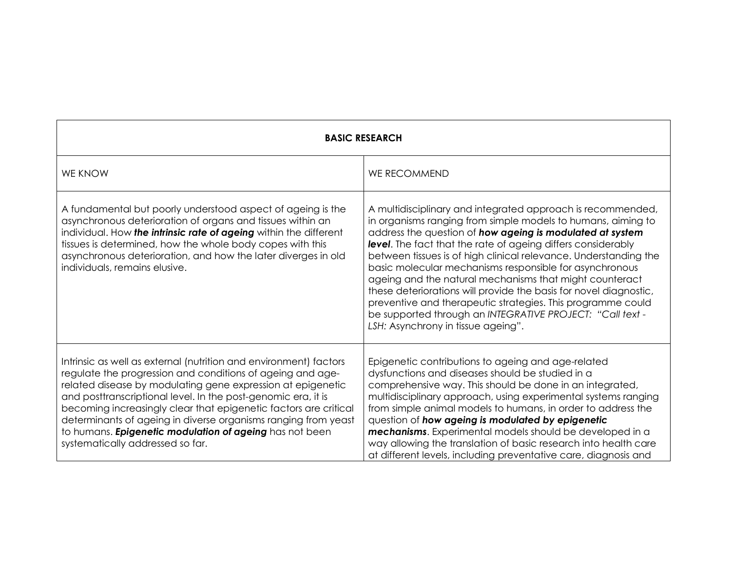| BASIC RESEARCH | |
|---|---|
| WE KNOW | WE RECOMMEND |
| A fundamental but poorly understood aspect of ageing is the asynchronous deterioration of organs and tissues within an individual. How ***the intrinsic rate of ageing*** within the different tissues is determined, how the whole body copes with this asynchronous deterioration, and how the later diverges in old individuals, remains elusive. | A multidisciplinary and integrated approach is recommended, in organisms ranging from simple models to humans, aiming to address the question of ***how ageing is modulated at system level***. The fact that the rate of ageing differs considerably between tissues is of high clinical relevance. Understanding the basic molecular mechanisms responsible for asynchronous ageing and the natural mechanisms that might counteract these deteriorations will provide the basis for novel diagnostic, preventive and therapeutic strategies. This programme could be supported through an *INTEGRATIVE PROJECT: "Call text - LSH:* Asynchrony in tissue ageing". |
| Intrinsic as well as external (nutrition and environment) factors regulate the progression and conditions of ageing and age-related disease by modulating gene expression at epigenetic and posttranscriptional level. In the post-genomic era, it is becoming increasingly clear that epigenetic factors are critical determinants of ageing in diverse organisms ranging from yeast to humans. ***Epigenetic modulation of ageing*** has not been systematically addressed so far. | Epigenetic contributions to ageing and age-related dysfunctions and diseases should be studied in a comprehensive way. This should be done in an integrated, multidisciplinary approach, using experimental systems ranging from simple animal models to humans, in order to address the question of ***how ageing is modulated by epigenetic mechanisms***. Experimental models should be developed in a way allowing the translation of basic research into health care at different levels, including preventative care, diagnosis and |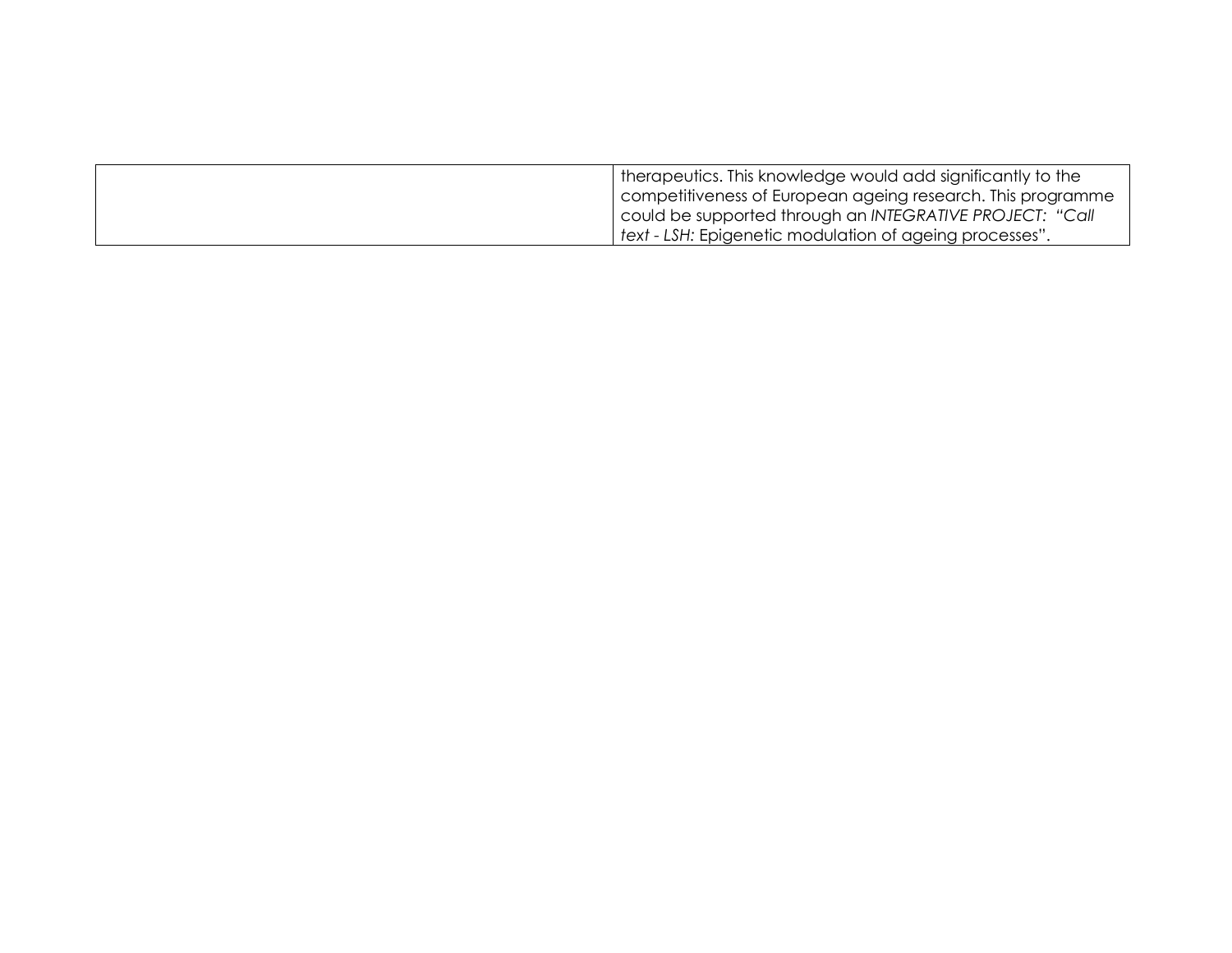| | |
|---|---|
| | therapeutics. This knowledge would add significantly to the competitiveness of European ageing research. This programme could be supported through an *INTEGRATIVE PROJECT: "Call text - LSH:* Epigenetic modulation of ageing processes". |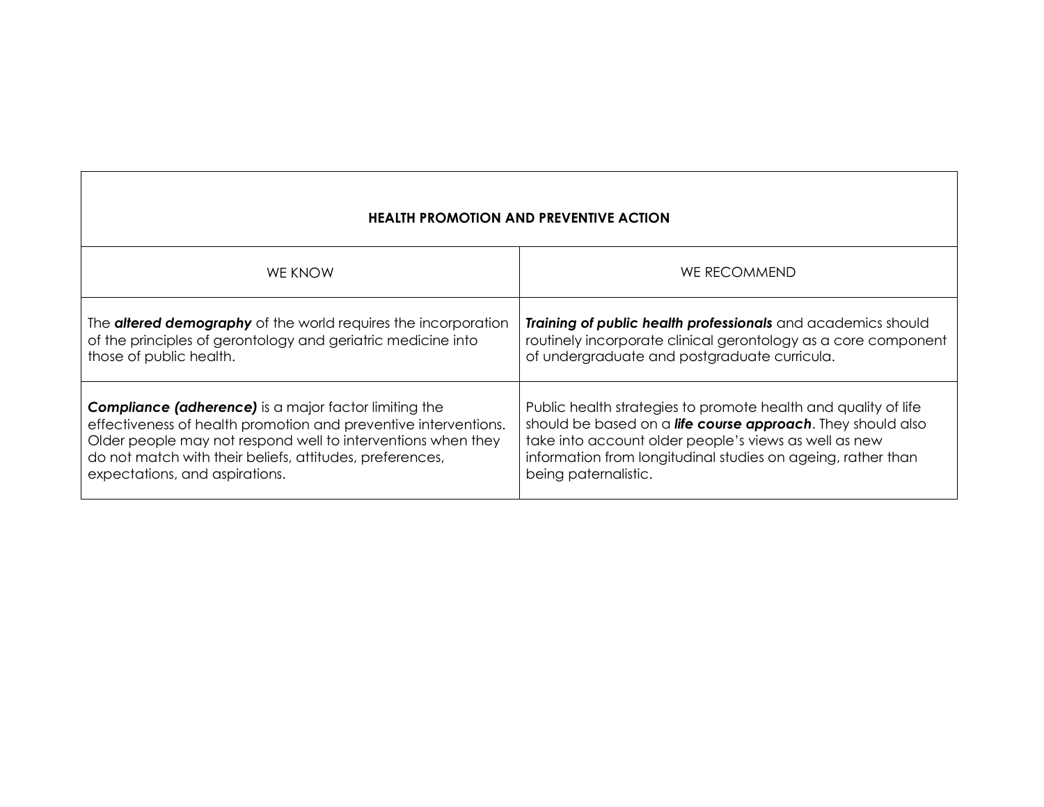| **HEALTH PROMOTION AND PREVENTIVE ACTION** | |
|---|---|
| WE KNOW | WE RECOMMEND |
| The ***altered demography*** of the world requires the incorporation of the principles of gerontology and geriatric medicine into those of public health. | ***Training of public health professionals*** and academics should routinely incorporate clinical gerontology as a core component of undergraduate and postgraduate curricula. |
| ***Compliance (adherence)*** is a major factor limiting the effectiveness of health promotion and preventive interventions. Older people may not respond well to interventions when they do not match with their beliefs, attitudes, preferences, expectations, and aspirations. | Public health strategies to promote health and quality of life should be based on a ***life course approach***. They should also take into account older people's views as well as new information from longitudinal studies on ageing, rather than being paternalistic. |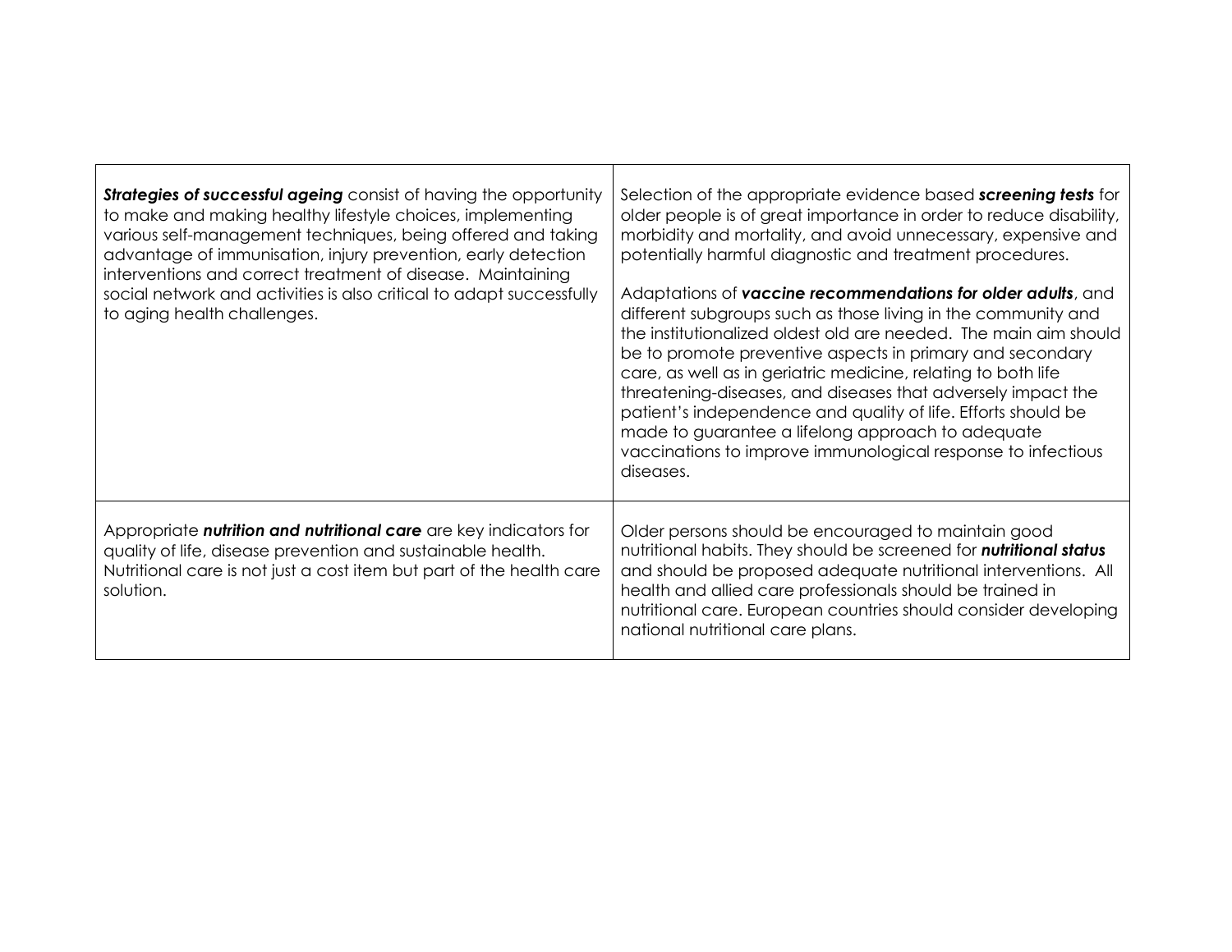| | |
|---|---|
| ***Strategies of successful ageing*** consist of having the opportunity to make and making healthy lifestyle choices, implementing various self-management techniques, being offered and taking advantage of immunisation, injury prevention, early detection interventions and correct treatment of disease. Maintaining social network and activities is also critical to adapt successfully to aging health challenges. | Selection of the appropriate evidence based ***screening tests*** for older people is of great importance in order to reduce disability, morbidity and mortality, and avoid unnecessary, expensive and potentially harmful diagnostic and treatment procedures.<br><br>Adaptations of ***vaccine recommendations for older adults***, and different subgroups such as those living in the community and the institutionalized oldest old are needed. The main aim should be to promote preventive aspects in primary and secondary care, as well as in geriatric medicine, relating to both life threatening-diseases, and diseases that adversely impact the patient's independence and quality of life. Efforts should be made to guarantee a lifelong approach to adequate vaccinations to improve immunological response to infectious diseases. |
| Appropriate ***nutrition and nutritional care*** are key indicators for quality of life, disease prevention and sustainable health. Nutritional care is not just a cost item but part of the health care solution. | Older persons should be encouraged to maintain good nutritional habits. They should be screened for ***nutritional status*** and should be proposed adequate nutritional interventions. All health and allied care professionals should be trained in nutritional care. European countries should consider developing national nutritional care plans. |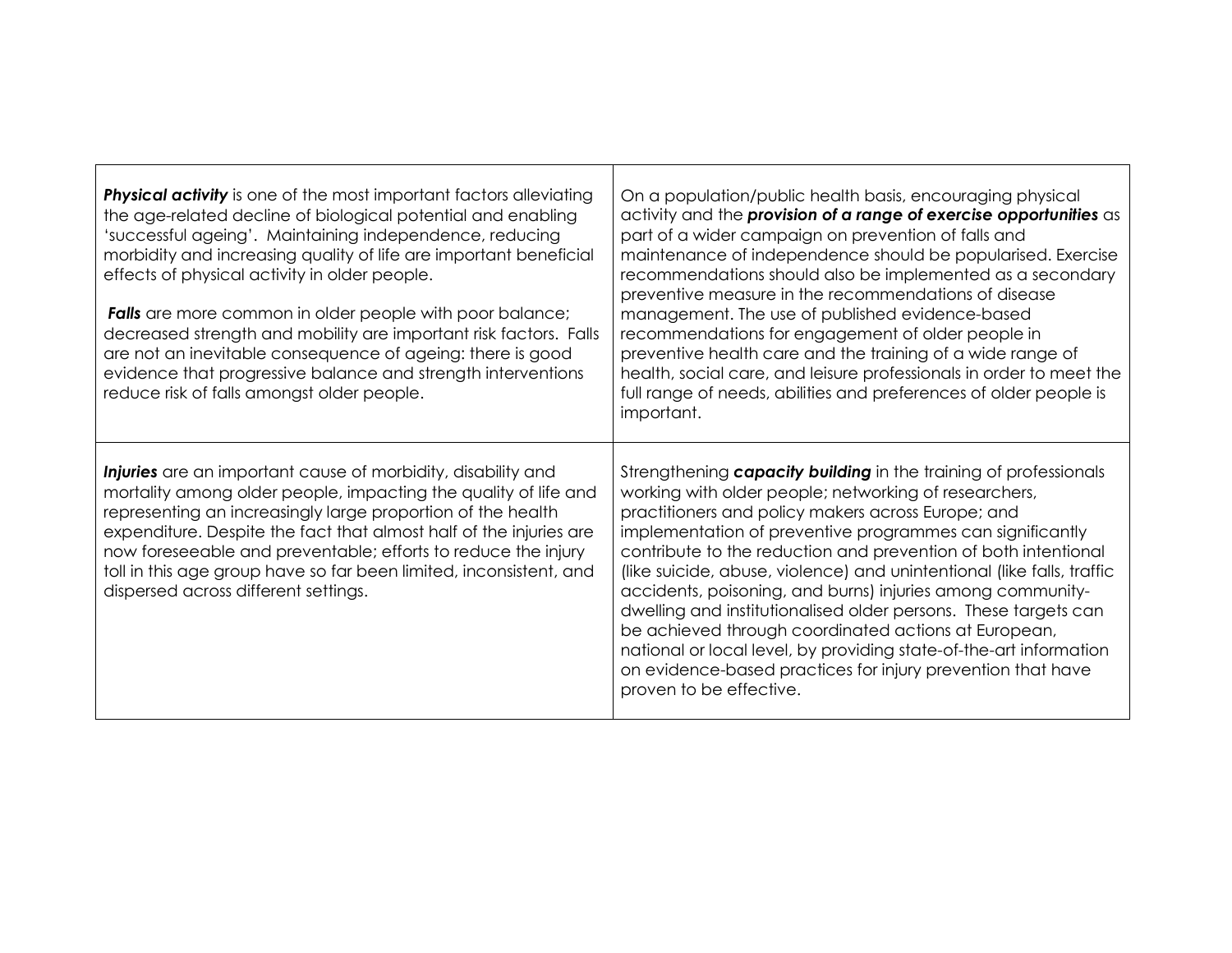| | |
|---|---|
| ***Physical activity*** is one of the most important factors alleviating the age-related decline of biological potential and enabling 'successful ageing'. Maintaining independence, reducing morbidity and increasing quality of life are important beneficial effects of physical activity in older people.<br><br>***Falls*** are more common in older people with poor balance; decreased strength and mobility are important risk factors. Falls are not an inevitable consequence of ageing: there is good evidence that progressive balance and strength interventions reduce risk of falls amongst older people. | On a population/public health basis, encouraging physical activity and the ***provision of a range of exercise opportunities*** as part of a wider campaign on prevention of falls and maintenance of independence should be popularised. Exercise recommendations should also be implemented as a secondary preventive measure in the recommendations of disease management. The use of published evidence-based recommendations for engagement of older people in preventive health care and the training of a wide range of health, social care, and leisure professionals in order to meet the full range of needs, abilities and preferences of older people is important. |
| ***Injuries*** are an important cause of morbidity, disability and mortality among older people, impacting the quality of life and representing an increasingly large proportion of the health expenditure. Despite the fact that almost half of the injuries are now foreseeable and preventable; efforts to reduce the injury toll in this age group have so far been limited, inconsistent, and dispersed across different settings. | Strengthening ***capacity building*** in the training of professionals working with older people; networking of researchers, practitioners and policy makers across Europe; and implementation of preventive programmes can significantly contribute to the reduction and prevention of both intentional (like suicide, abuse, violence) and unintentional (like falls, traffic accidents, poisoning, and burns) injuries among community-dwelling and institutionalised older persons. These targets can be achieved through coordinated actions at European, national or local level, by providing state-of-the-art information on evidence-based practices for injury prevention that have proven to be effective. |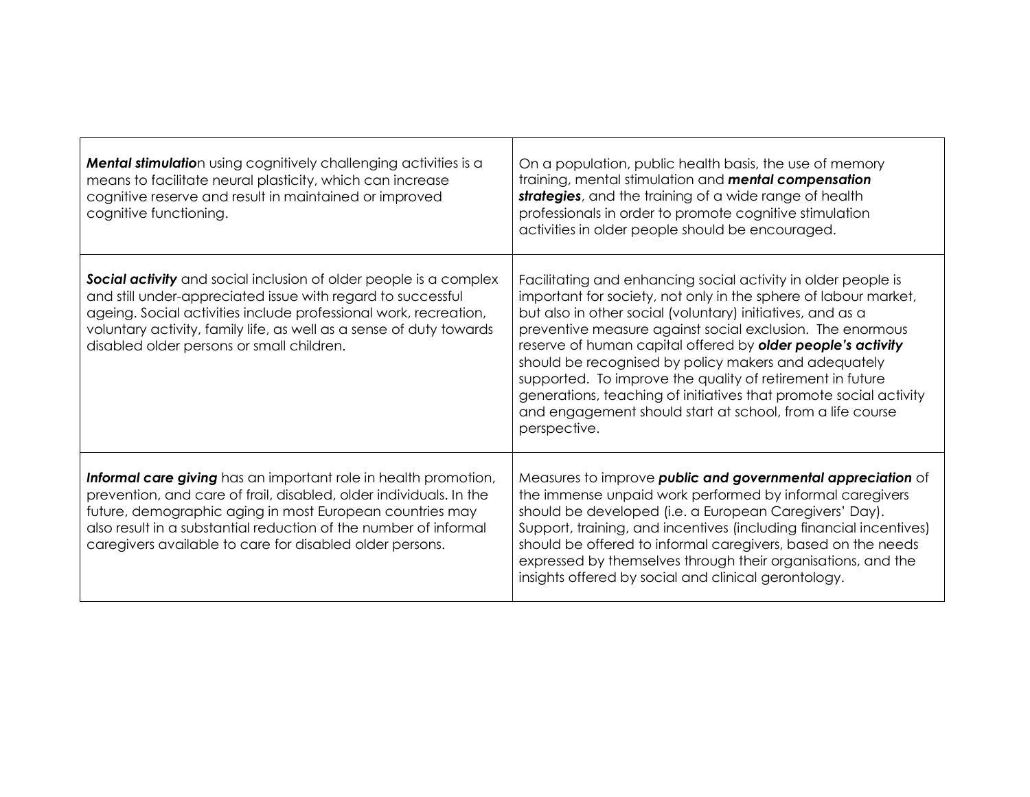| | |
|---|---|
| ***Mental stimulatio***n using cognitively challenging activities is a means to facilitate neural plasticity, which can increase cognitive reserve and result in maintained or improved cognitive functioning. | On a population, public health basis, the use of memory training, mental stimulation and ***mental compensation strategies***, and the training of a wide range of health professionals in order to promote cognitive stimulation activities in older people should be encouraged. |
| ***Social activity*** and social inclusion of older people is a complex and still under-appreciated issue with regard to successful ageing. Social activities include professional work, recreation, voluntary activity, family life, as well as a sense of duty towards disabled older persons or small children. | Facilitating and enhancing social activity in older people is important for society, not only in the sphere of labour market, but also in other social (voluntary) initiatives, and as a preventive measure against social exclusion. The enormous reserve of human capital offered by ***older people's activity*** should be recognised by policy makers and adequately supported. To improve the quality of retirement in future generations, teaching of initiatives that promote social activity and engagement should start at school, from a life course perspective. |
| ***Informal care giving*** has an important role in health promotion, prevention, and care of frail, disabled, older individuals. In the future, demographic aging in most European countries may also result in a substantial reduction of the number of informal caregivers available to care for disabled older persons. | Measures to improve ***public and governmental appreciation*** of the immense unpaid work performed by informal caregivers should be developed (i.e. a European Caregivers' Day). Support, training, and incentives (including financial incentives) should be offered to informal caregivers, based on the needs expressed by themselves through their organisations, and the insights offered by social and clinical gerontology. |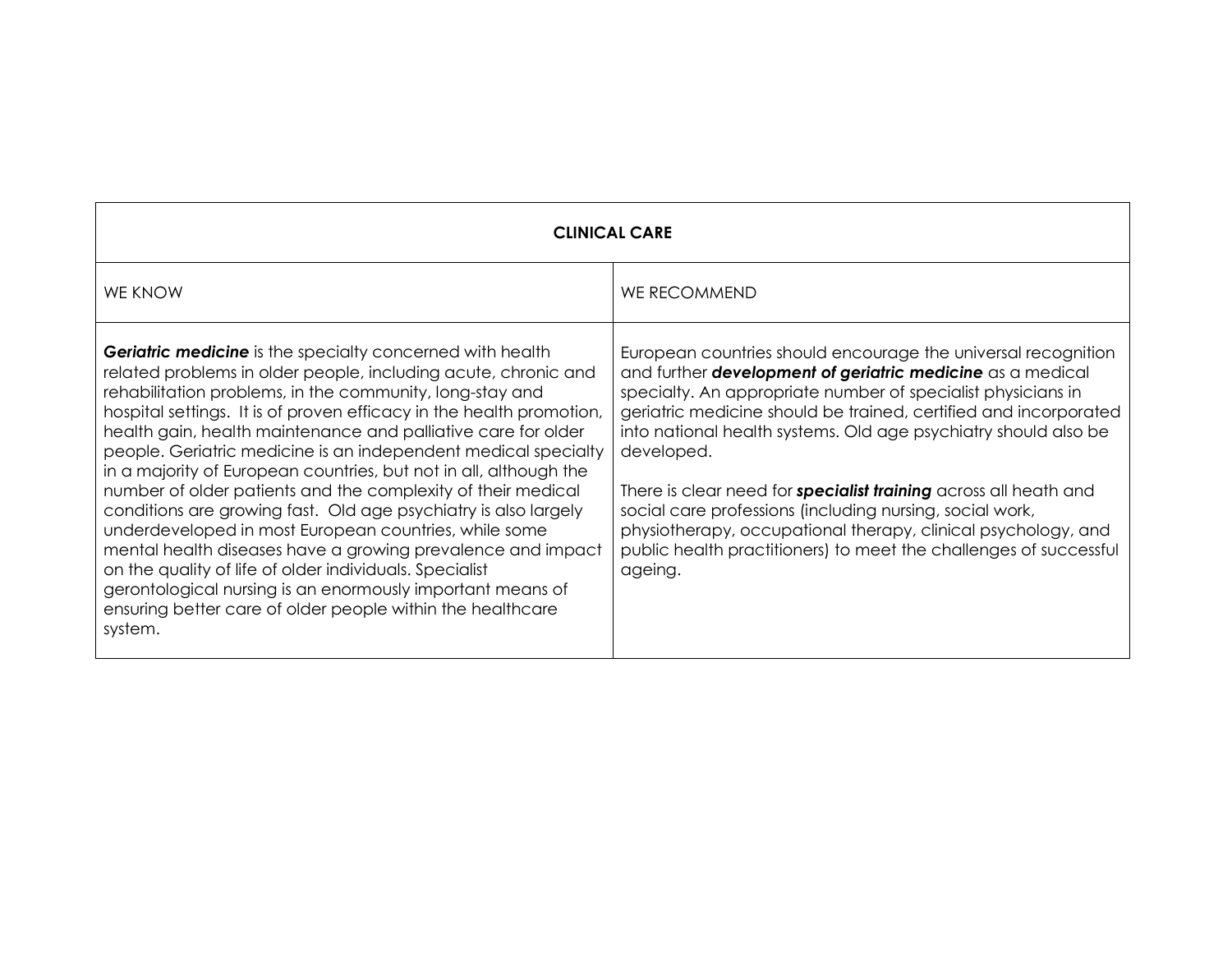| CLINICAL CARE | |
|---|---|
| WE KNOW | WE RECOMMEND |
| ***Geriatric medicine*** is the specialty concerned with health related problems in older people, including acute, chronic and rehabilitation problems, in the community, long-stay and hospital settings. It is of proven efficacy in the health promotion, health gain, health maintenance and palliative care for older people. Geriatric medicine is an independent medical specialty in a majority of European countries, but not in all, although the number of older patients and the complexity of their medical conditions are growing fast. Old age psychiatry is also largely underdeveloped in most European countries, while some mental health diseases have a growing prevalence and impact on the quality of life of older individuals. Specialist gerontological nursing is an enormously important means of ensuring better care of older people within the healthcare system. | European countries should encourage the universal recognition and further ***development of geriatric medicine*** as a medical specialty. An appropriate number of specialist physicians in geriatric medicine should be trained, certified and incorporated into national health systems. Old age psychiatry should also be developed.<br><br>There is clear need for ***specialist training*** across all heath and social care professions (including nursing, social work, physiotherapy, occupational therapy, clinical psychology, and public health practitioners) to meet the challenges of successful ageing. |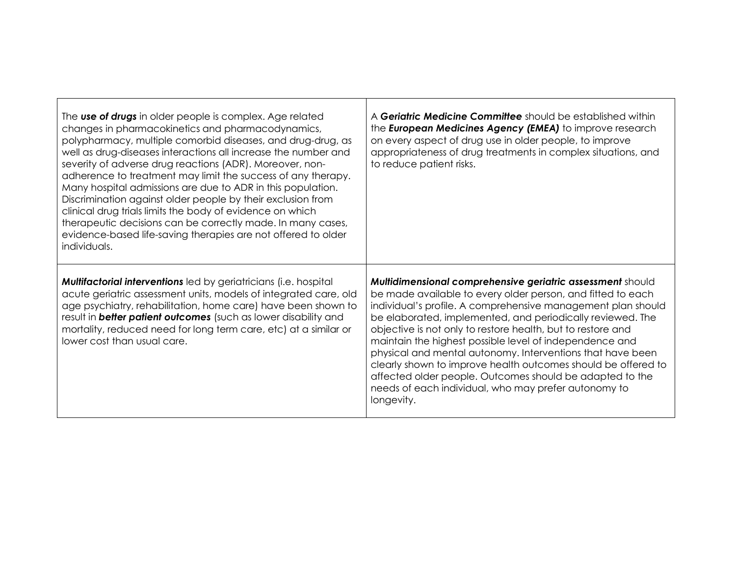| | |
|---|---|
| The ***use of drugs*** in older people is complex. Age related changes in pharmacokinetics and pharmacodynamics, polypharmacy, multiple comorbid diseases, and drug-drug, as well as drug-diseases interactions all increase the number and severity of adverse drug reactions (ADR). Moreover, non-adherence to treatment may limit the success of any therapy. Many hospital admissions are due to ADR in this population. Discrimination against older people by their exclusion from clinical drug trials limits the body of evidence on which therapeutic decisions can be correctly made. In many cases, evidence-based life-saving therapies are not offered to older individuals. | A ***Geriatric Medicine Committee*** should be established within the ***European Medicines Agency (EMEA)*** to improve research on every aspect of drug use in older people, to improve appropriateness of drug treatments in complex situations, and to reduce patient risks. |
| ***Multifactorial interventions*** led by geriatricians (i.e. hospital acute geriatric assessment units, models of integrated care, old age psychiatry, rehabilitation, home care) have been shown to result in ***better patient outcomes*** (such as lower disability and mortality, reduced need for long term care, etc) at a similar or lower cost than usual care. | ***Multidimensional comprehensive geriatric assessment*** should be made available to every older person, and fitted to each individual's profile. A comprehensive management plan should be elaborated, implemented, and periodically reviewed. The objective is not only to restore health, but to restore and maintain the highest possible level of independence and physical and mental autonomy. Interventions that have been clearly shown to improve health outcomes should be offered to affected older people. Outcomes should be adapted to the needs of each individual, who may prefer autonomy to longevity. |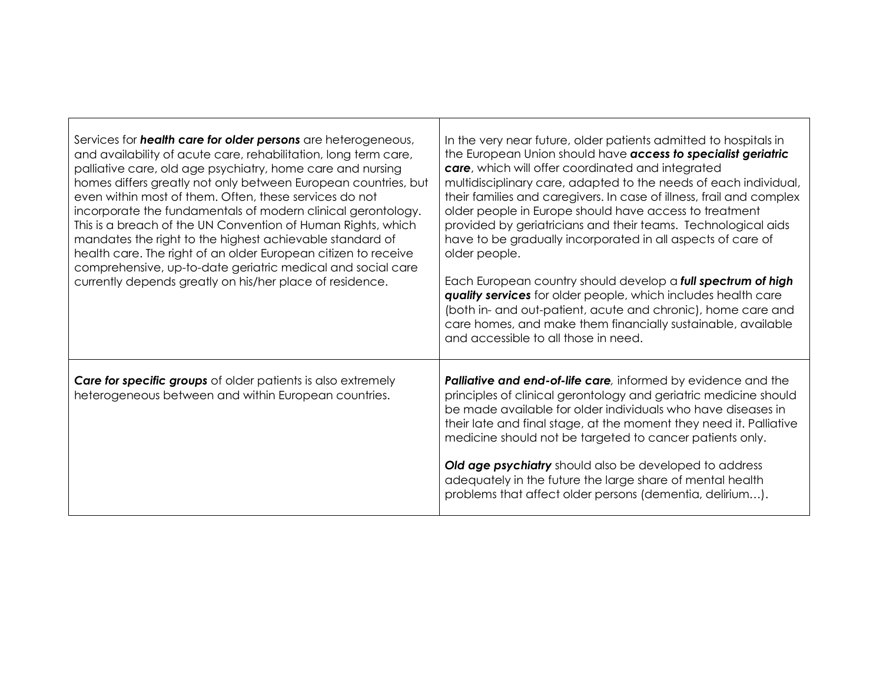| | |
|---|---|
| Services for ***health care for older persons*** are heterogeneous, and availability of acute care, rehabilitation, long term care, palliative care, old age psychiatry, home care and nursing homes differs greatly not only between European countries, but even within most of them. Often, these services do not incorporate the fundamentals of modern clinical gerontology. This is a breach of the UN Convention of Human Rights, which mandates the right to the highest achievable standard of health care. The right of an older European citizen to receive comprehensive, up-to-date geriatric medical and social care currently depends greatly on his/her place of residence. | In the very near future, older patients admitted to hospitals in the European Union should have ***access to specialist geriatric care***, which will offer coordinated and integrated multidisciplinary care, adapted to the needs of each individual, their families and caregivers. In case of illness, frail and complex older people in Europe should have access to treatment provided by geriatricians and their teams. Technological aids have to be gradually incorporated in all aspects of care of older people.<br><br>Each European country should develop a ***full spectrum of high quality services*** for older people, which includes health care (both in- and out-patient, acute and chronic), home care and care homes, and make them financially sustainable, available and accessible to all those in need. |
| ***Care for specific groups*** of older patients is also extremely heterogeneous between and within European countries. | ***Palliative and end-of-life care****,* informed by evidence and the principles of clinical gerontology and geriatric medicine should be made available for older individuals who have diseases in their late and final stage, at the moment they need it. Palliative medicine should not be targeted to cancer patients only.<br><br>***Old age psychiatry*** should also be developed to address adequately in the future the large share of mental health problems that affect older persons (dementia, delirium…). |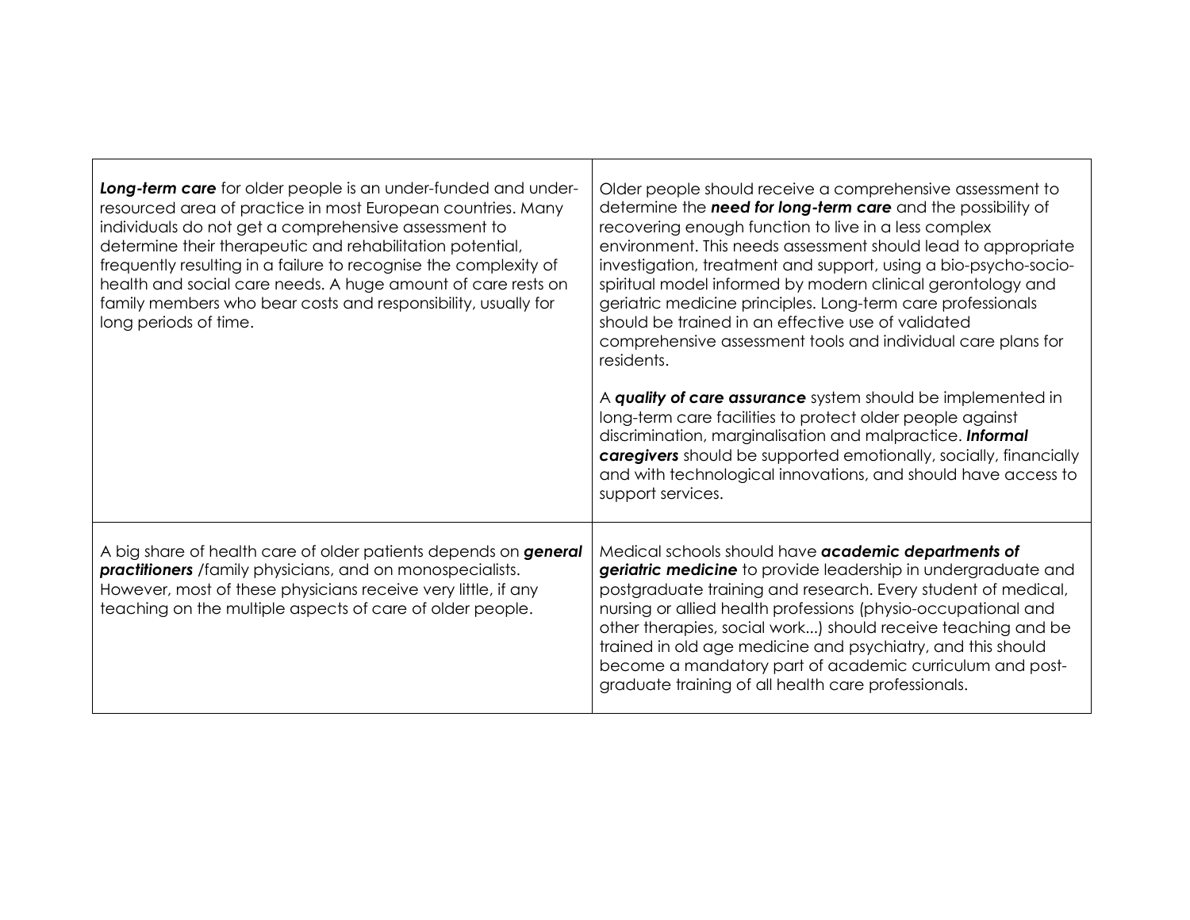| | |
|---|---|
| ***Long-term care*** for older people is an under-funded and under-resourced area of practice in most European countries. Many individuals do not get a comprehensive assessment to determine their therapeutic and rehabilitation potential, frequently resulting in a failure to recognise the complexity of health and social care needs. A huge amount of care rests on family members who bear costs and responsibility, usually for long periods of time. | Older people should receive a comprehensive assessment to determine the ***need for long-term care*** and the possibility of recovering enough function to live in a less complex environment. This needs assessment should lead to appropriate investigation, treatment and support, using a bio-psycho-socio-spiritual model informed by modern clinical gerontology and geriatric medicine principles. Long-term care professionals should be trained in an effective use of validated comprehensive assessment tools and individual care plans for residents.<br><br>A ***quality of care assurance*** system should be implemented in long-term care facilities to protect older people against discrimination, marginalisation and malpractice. ***Informal caregivers*** should be supported emotionally, socially, financially and with technological innovations, and should have access to support services. |
| A big share of health care of older patients depends on ***general practitioners*** /family physicians, and on monospecialists. However, most of these physicians receive very little, if any teaching on the multiple aspects of care of older people. | Medical schools should have ***academic departments of geriatric medicine*** to provide leadership in undergraduate and postgraduate training and research. Every student of medical, nursing or allied health professions (physio-occupational and other therapies, social work...) should receive teaching and be trained in old age medicine and psychiatry, and this should become a mandatory part of academic curriculum and post-graduate training of all health care professionals. |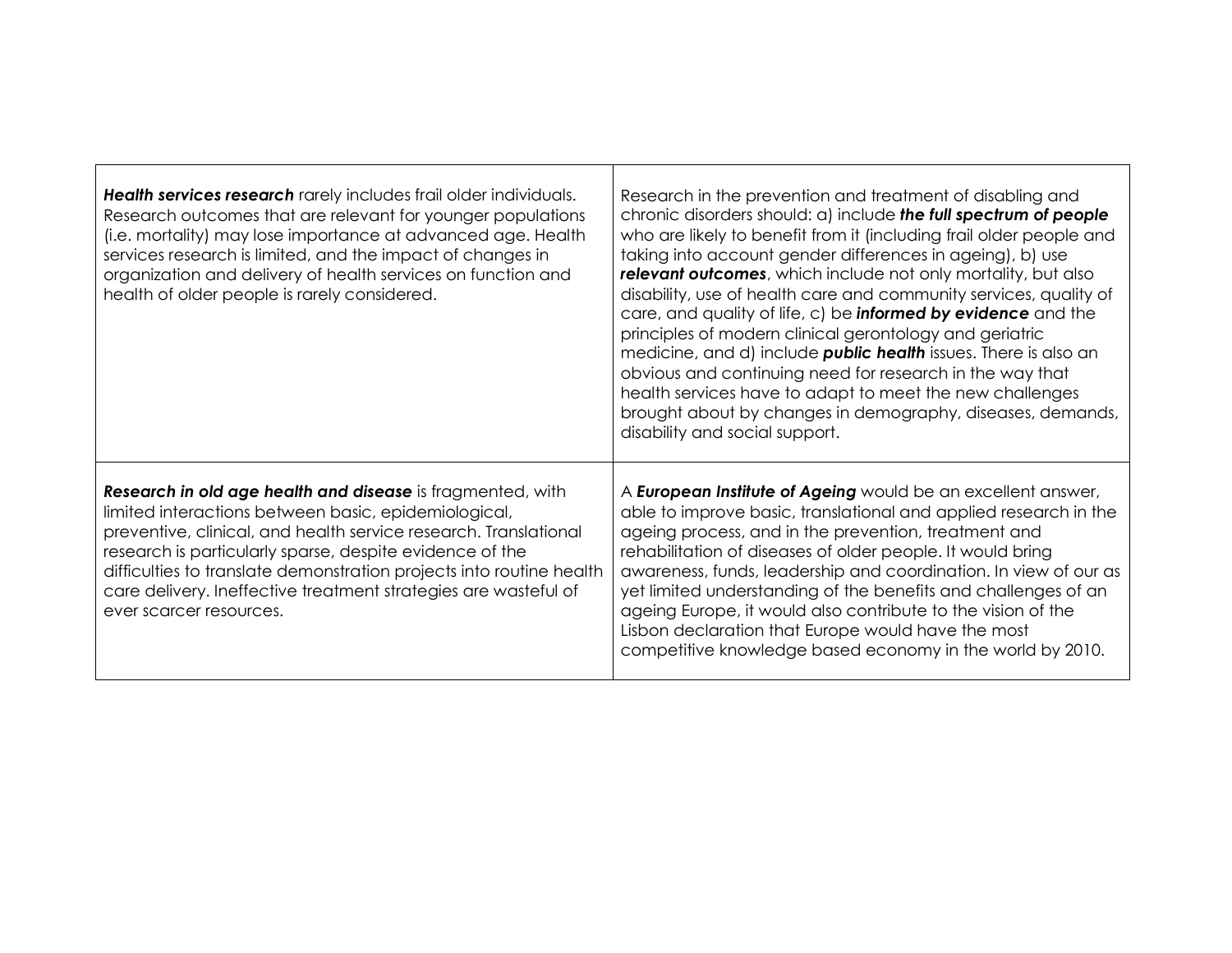| | |
|---|---|
| ***Health services research*** rarely includes frail older individuals. Research outcomes that are relevant for younger populations (i.e. mortality) may lose importance at advanced age. Health services research is limited, and the impact of changes in organization and delivery of health services on function and health of older people is rarely considered. | Research in the prevention and treatment of disabling and chronic disorders should: a) include ***the full spectrum of people*** who are likely to benefit from it (including frail older people and taking into account gender differences in ageing), b) use ***relevant outcomes***, which include not only mortality, but also disability, use of health care and community services, quality of care, and quality of life, c) be ***informed by evidence*** and the principles of modern clinical gerontology and geriatric medicine, and d) include ***public health*** issues. There is also an obvious and continuing need for research in the way that health services have to adapt to meet the new challenges brought about by changes in demography, diseases, demands, disability and social support. |
| ***Research in old age health and disease*** is fragmented, with limited interactions between basic, epidemiological, preventive, clinical, and health service research. Translational research is particularly sparse, despite evidence of the difficulties to translate demonstration projects into routine health care delivery. Ineffective treatment strategies are wasteful of ever scarcer resources. | A ***European Institute of Ageing*** would be an excellent answer, able to improve basic, translational and applied research in the ageing process, and in the prevention, treatment and rehabilitation of diseases of older people. It would bring awareness, funds, leadership and coordination. In view of our as yet limited understanding of the benefits and challenges of an ageing Europe, it would also contribute to the vision of the Lisbon declaration that Europe would have the most competitive knowledge based economy in the world by 2010. |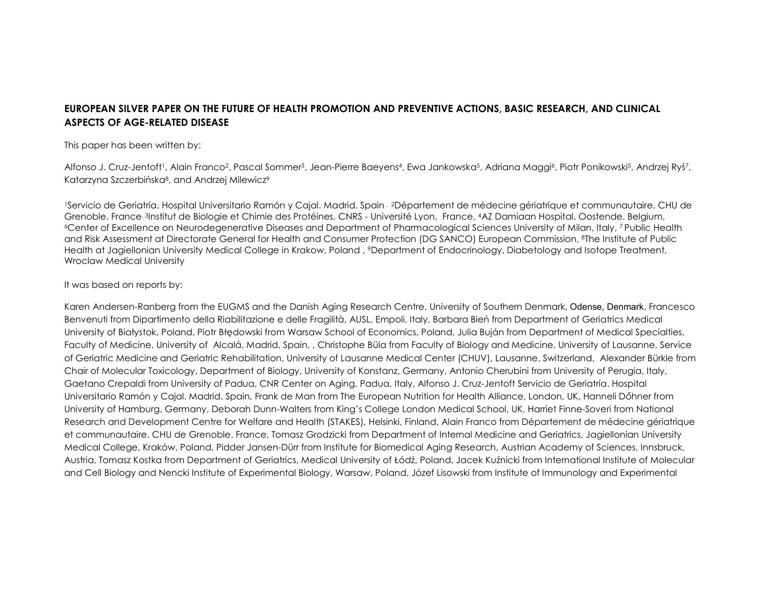**EUROPEAN SILVER PAPER ON THE FUTURE OF HEALTH PROMOTION AND PREVENTIVE ACTIONS, BASIC RESEARCH, AND CLINICAL ASPECTS OF AGE-RELATED DISEASE**

This paper has been written by:

Alfonso J. Cruz-Jentoft[1], Alain Franco[2], Pascal Sommer[3], Jean-Pierre Baeyens[4], Ewa Jankowska[5], Adriana Maggi[6], Piotr Ponikowski[5], Andrzej Ryś[7], Katarzyna Szczerbińska[8], and Andrzej Milewicz[9]

[1]Servicio de Geriatría. Hospital Universitario Ramón y Cajal. Madrid. Spain , [2]Département de médecine gériatrique et communautaire. CHU de Grenoble. France, [3]Institut de Biologie et Chimie des Protéines, CNRS - Université Lyon, France, [4]AZ Damiaan Hospital. Oostende. Belgium, [6]Center of Excellence on Neurodegenerative Diseases and Department of Pharmacological Sciences University of Milan, Italy, [7] Public Health and Risk Assessment at Directorate General for Health and Consumer Protection (DG SANCO) European Commission, [8]The Institute of Public Health at Jagiellonian University Medical College in Krakow, Poland , [9]Department of Endocrinology, Diabetology and Isotope Treatment, Wroclaw Medical University

It was based on reports by:

Karen Andersen-Ranberg from the EUGMS and the Danish Aging Research Centre, University of Southern Denmark, Odense, Denmark, Francesco Benvenuti from Dipartimento della Riabilitazione e delle Fragilità, AUSL, Empoli, Italy, Barbara Bień from Department of Geriatrics Medical University of Białystok, Poland, Piotr Błędowski from Warsaw School of Economics, Poland, Julia Buján from Department of Medical Specialties, Faculty of Medicine, University of Alcalá, Madrid, Spain, , Christophe Büla from Faculty of Biology and Medicine, University of Lausanne, Service of Geriatric Medicine and Geriatric Rehabilitation, University of Lausanne Medical Center (CHUV), Lausanne, Switzerland, Alexander Bürkle from Chair of Molecular Toxicology, Department of Biology, University of Konstanz, Germany, Antonio Cherubini from University of Perugia, Italy, Gaetano Crepaldi from University of Padua, CNR Center on Aging, Padua, Italy, Alfonso J. Cruz-Jentoft Servicio de Geriatría. Hospital Universitario Ramón y Cajal. Madrid. Spain, Frank de Man from The European Nutrition for Health Alliance, London, UK, Hanneli Dőhner from University of Hamburg, Germany, Deborah Dunn-Walters from King's College London Medical School, UK, Harriet Finne-Soveri from National Research and Development Centre for Welfare and Health (STAKES), Helsinki, Finland, Alain Franco from Département de médecine gériatrique et communautaire. CHU de Grenoble. France, Tomasz Grodzicki from Department of Internal Medicine and Geriatrics, Jagiellonian University Medical College, Kraków, Poland, Pidder Jansen-Dürr from Institute for Biomedical Aging Research, Austrian Academy of Sciences, Innsbruck, Austria, Tomasz Kostka from Department of Geriatrics, Medical University of Łódź, Poland, Jacek Kuźnicki from International Institute of Molecular and Cell Biology and Nencki Institute of Experimental Biology, Warsaw, Poland, Józef Lisowski from Institute of Immunology and Experimental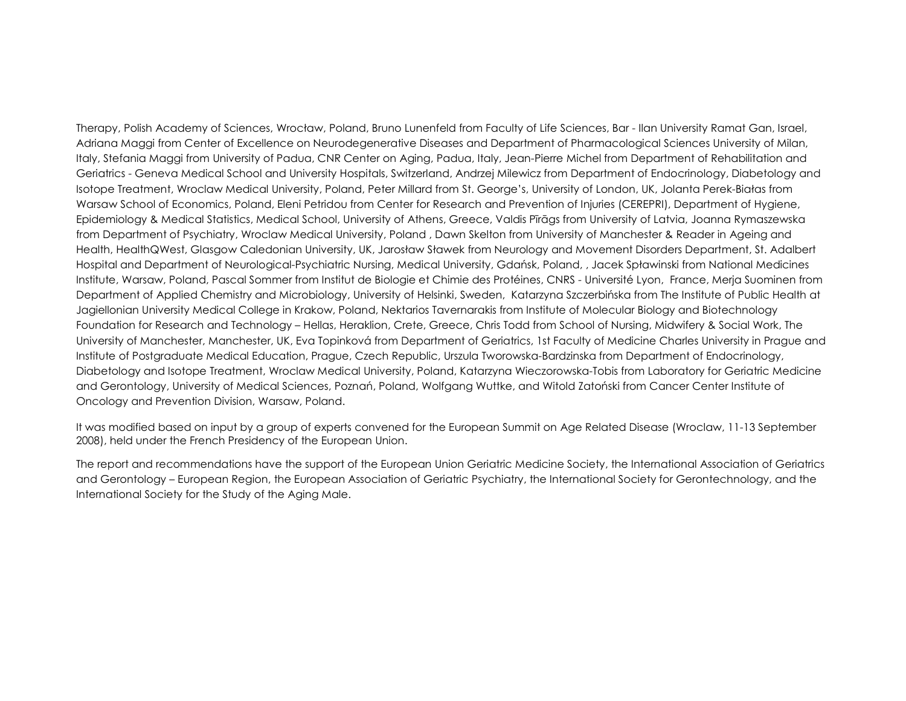Therapy, Polish Academy of Sciences, Wrocław, Poland, Bruno Lunenfeld from Faculty of Life Sciences, Bar - Ilan University Ramat Gan, Israel, Adriana Maggi from Center of Excellence on Neurodegenerative Diseases and Department of Pharmacological Sciences University of Milan, Italy, Stefania Maggi from University of Padua, CNR Center on Aging, Padua, Italy, Jean-Pierre Michel from Department of Rehabilitation and Geriatrics - Geneva Medical School and University Hospitals, Switzerland, Andrzej Milewicz from Department of Endocrinology, Diabetology and Isotope Treatment, Wroclaw Medical University, Poland, Peter Millard from St. George's, University of London, UK, Jolanta Perek-Białas from Warsaw School of Economics, Poland, Eleni Petridou from Center for Research and Prevention of Injuries (CEREPRI), Department of Hygiene, Epidemiology & Medical Statistics, Medical School, University of Athens, Greece, Valdis Pīrāgs from University of Latvia, Joanna Rymaszewska from Department of Psychiatry, Wroclaw Medical University, Poland , Dawn Skelton from University of Manchester & Reader in Ageing and Health, HealthQWest, Glasgow Caledonian University, UK, Jarosław Sławek from Neurology and Movement Disorders Department, St. Adalbert Hospital and Department of Neurological-Psychiatric Nursing, Medical University, Gdańsk, Poland, , Jacek Spławinski from National Medicines Institute, Warsaw, Poland, Pascal Sommer from Institut de Biologie et Chimie des Protéines, CNRS - Université Lyon, France, Merja Suominen from Department of Applied Chemistry and Microbiology, University of Helsinki, Sweden, Katarzyna Szczerbińska from The Institute of Public Health at Jagiellonian University Medical College in Krakow, Poland, Nektarios Tavernarakis from Institute of Molecular Biology and Biotechnology Foundation for Research and Technology – Hellas, Heraklion, Crete, Greece, Chris Todd from School of Nursing, Midwifery & Social Work, The University of Manchester, Manchester, UK, Eva Topinková from Department of Geriatrics, 1st Faculty of Medicine Charles University in Prague and Institute of Postgraduate Medical Education, Prague, Czech Republic, Urszula Tworowska-Bardzinska from Department of Endocrinology, Diabetology and Isotope Treatment, Wroclaw Medical University, Poland, Katarzyna Wieczorowska-Tobis from Laboratory for Geriatric Medicine and Gerontology, University of Medical Sciences, Poznań, Poland, Wolfgang Wuttke, and Witold Zatoński from Cancer Center Institute of Oncology and Prevention Division, Warsaw, Poland.

It was modified based on input by a group of experts convened for the European Summit on Age Related Disease (Wroclaw, 11-13 September 2008), held under the French Presidency of the European Union.

The report and recommendations have the support of the European Union Geriatric Medicine Society, the International Association of Geriatrics and Gerontology – European Region, the European Association of Geriatric Psychiatry, the International Society for Gerontechnology, and the International Society for the Study of the Aging Male.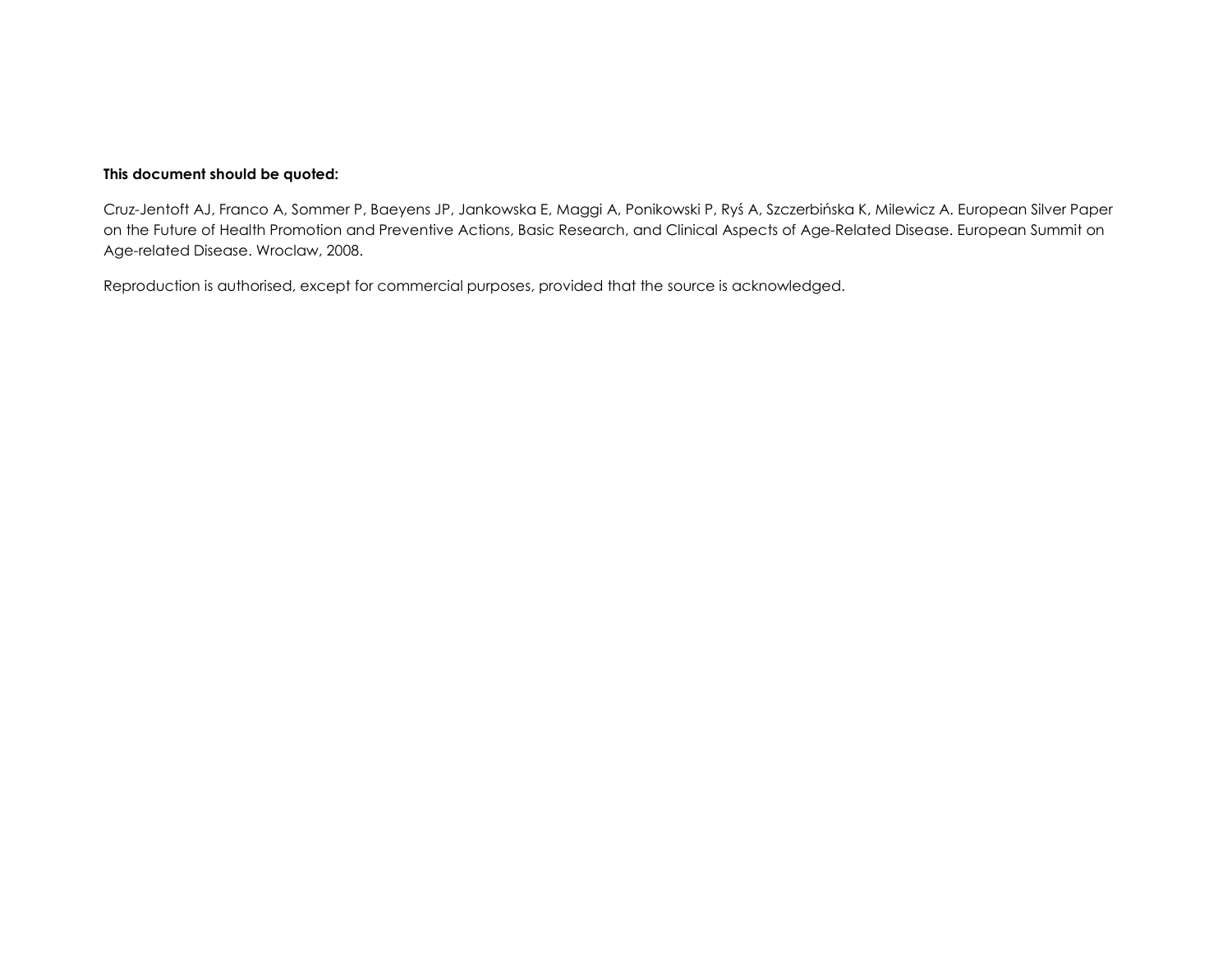**This document should be quoted:**

Cruz-Jentoft AJ, Franco A, Sommer P, Baeyens JP, Jankowska E, Maggi A, Ponikowski P, Ryś A, Szczerbińska K, Milewicz A. European Silver Paper on the Future of Health Promotion and Preventive Actions, Basic Research, and Clinical Aspects of Age-Related Disease. European Summit on Age-related Disease. Wroclaw, 2008.

Reproduction is authorised, except for commercial purposes, provided that the source is acknowledged.